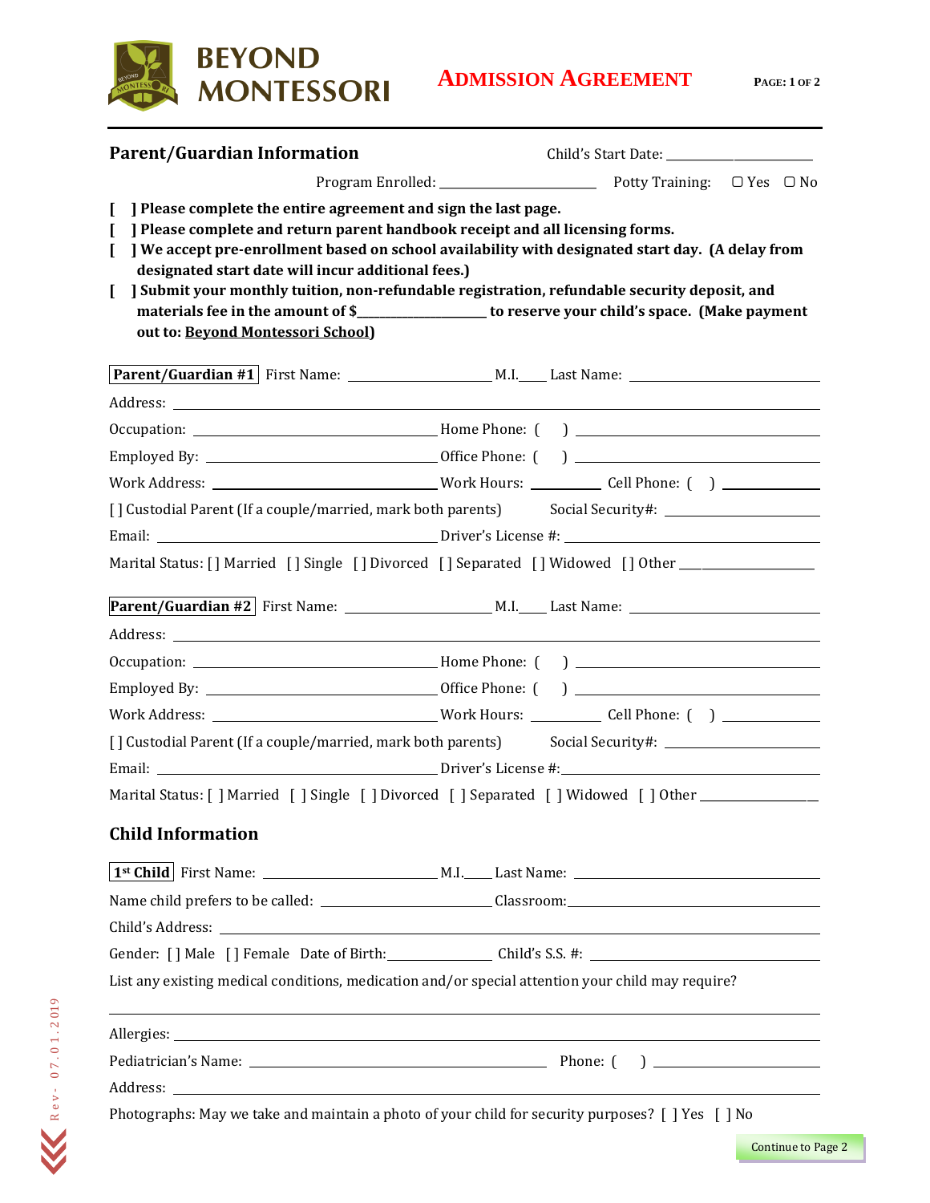# BEYOND MONTESSORI

## ADMISSION AGREEMENT

### Parent/Guardian Information

Child's Start Date: ________________________

Program Enrolled: ________________________ Potty Training: ▢ Yes ▢ No

**[ ] Please complete the entire agreement and sign the last page.**

**[ ] Please complete and return parent handbook receipt and all licensing forms.**

**[ ] We accept pre-enrollment based on school availability with designated start day. (A delay from designated start date will incur additional fees.)**

**[ ] Submit your monthly tuition, non-refundable registration, refundable security deposit, and materials fee in the amount of $_______________ to reserve your child's space. (Make payment out to: Beyond Montessori School)**

**Parent/Guardian #1** First Name: ____________________ M.I.____ Last Name: ____________________

Address: ________________________________________________________________

Occupation: ______________________________ Home Phone: ( ) ______________________

Employed By: ______________________________ Office Phone: ( ) ______________________

Work Address: ______________________________ Work Hours: __________ Cell Phone: ( ) __________

[ ] Custodial Parent (If a couple/married, mark both parents) Social Security#: ____________________

Email: ______________________________ Driver's License #: ______________________

Marital Status: [ ] Married [ ] Single [ ] Divorced [ ] Separated [ ] Widowed [ ] Other ______________

**Parent/Guardian #2** First Name: ____________________ M.I.____ Last Name: ____________________

Address: ________________________________________________________________

Occupation: ______________________________ Home Phone: ( ) ______________________

Employed By: ______________________________ Office Phone: ( ) ______________________

Work Address: ______________________________ Work Hours: __________ Cell Phone: ( ) __________

[ ] Custodial Parent (If a couple/married, mark both parents) Social Security#: ____________________

Email: ______________________________ Driver's License #: ______________________

Marital Status: [ ] Married [ ] Single [ ] Divorced [ ] Separated [ ] Widowed [ ] Other ______________

### Child Information

**1st Child** First Name: ____________________ M.I.____ Last Name: ____________________

Name child prefers to be called: ____________________ Classroom: ____________________

Child's Address: ________________________________________________________________

Gender: [ ] Male [ ] Female Date of Birth: ______________ Child's S.S. #: ____________________

List any existing medical conditions, medication and/or special attention your child may require?

________________________________________________________________

Allergies: ________________________________________________________________

Pediatrician's Name: ______________________________ Phone: ( ) ____________________

Address: ________________________________________________________________

Photographs: May we take and maintain a photo of your child for security purposes? [ ] Yes [ ] No

Rev - 07.01.2019

Continue to Page 2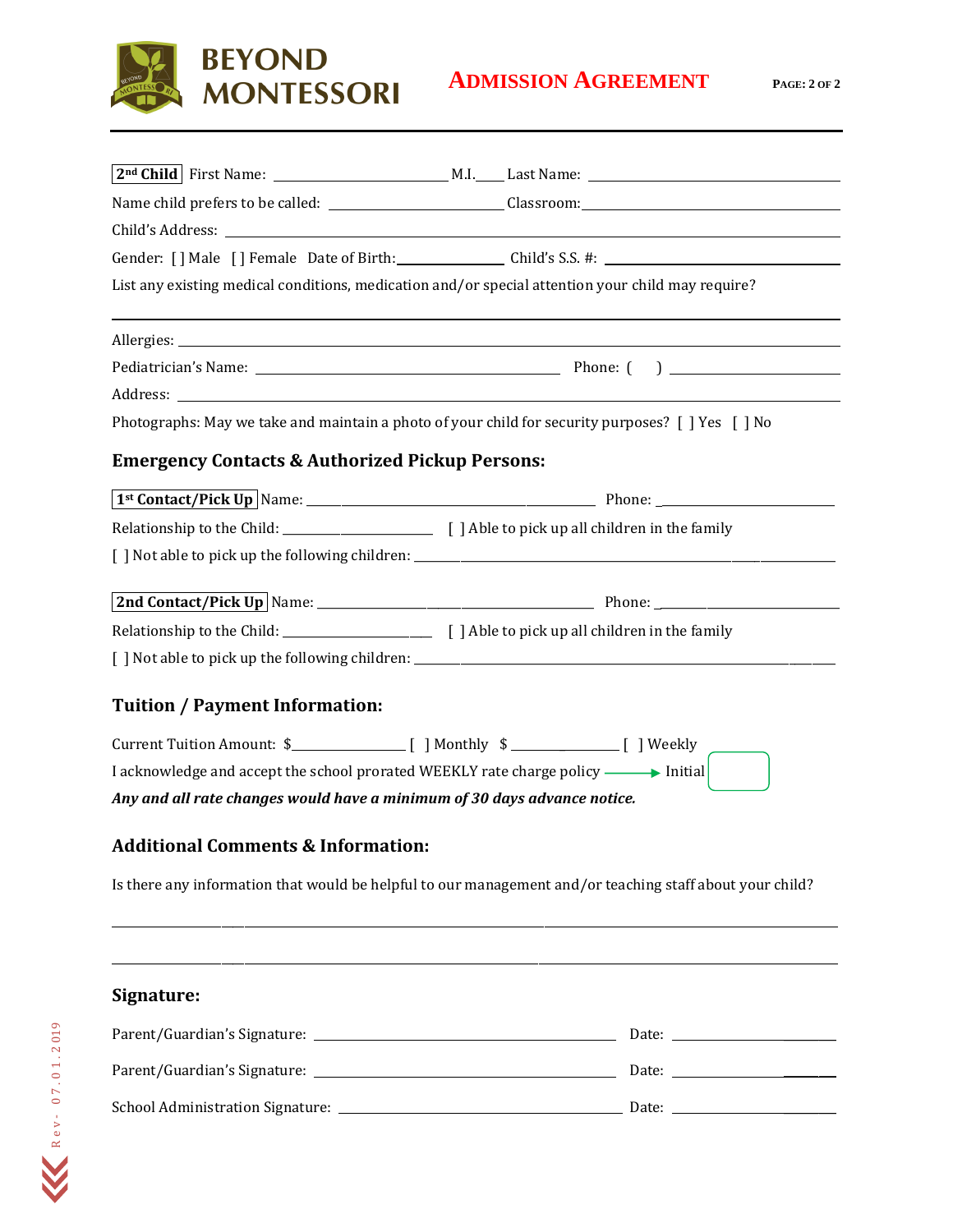**2nd Child** First Name: ______________________ M.I.____ Last Name: ______________________________

Name child prefers to be called: ______________________ Classroom: ______________________________

Child's Address: ______________________________________________________________________

Gender: [ ] Male [ ] Female Date of Birth: ______________ Child's S.S. #: ______________________________

List any existing medical conditions, medication and/or special attention your child may require?

______________________________________________________________________

Allergies: ______________________________________________________________________

Pediatrician's Name: ______________________________________ Phone: ( ) ______________________

Address: ______________________________________________________________________

Photographs: May we take and maintain a photo of your child for security purposes? [ ] Yes [ ] No

## Emergency Contacts & Authorized Pickup Persons:

**1st Contact/Pick Up** Name: ______________________________________ Phone: ______________________

Relationship to the Child: ______________________ [ ] Able to pick up all children in the family

[ ] Not able to pick up the following children: ______________________________________________

**2nd Contact/Pick Up** Name: ______________________________________ Phone: ______________________

Relationship to the Child: ______________________ [ ] Able to pick up all children in the family

[ ] Not able to pick up the following children: ______________________________________________

## Tuition / Payment Information:

Current Tuition Amount: $______________ [ ] Monthly $______________ [ ] Weekly

I acknowledge and accept the school prorated WEEKLY rate charge policy → Initial [ ]

***Any and all rate changes would have a minimum of 30 days advance notice.***

## Additional Comments & Information:

Is there any information that would be helpful to our management and/or teaching staff about your child?

______________________________________________________________________

______________________________________________________________________

## Signature:

Parent/Guardian's Signature: ______________________________________ Date: ______________

Parent/Guardian's Signature: ______________________________________ Date: ______________

School Administration Signature: ______________________________________ Date: ______________

Rev - 07.01.2019